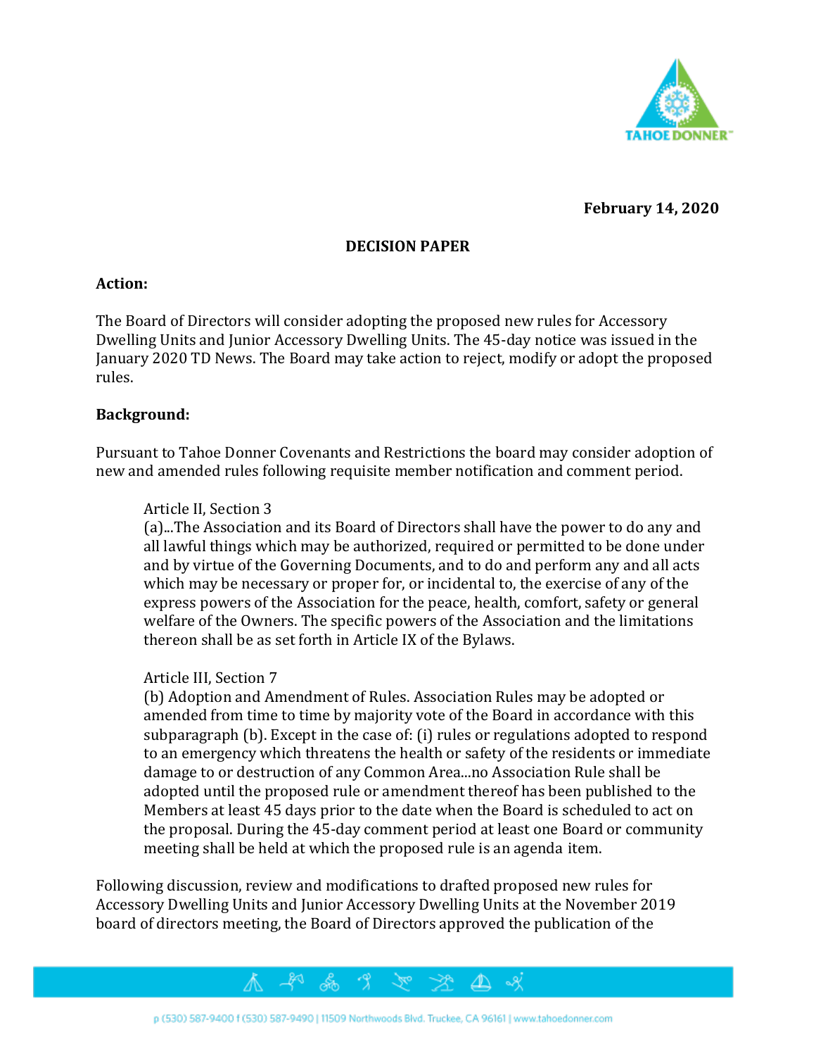February 14, 2020

## DECISION PAPER

**Action:**

The Board of Directors will consider adopting the proposed new rules for Accessory Dwelling Units and Junior Accessory Dwelling Units. The 45-day notice was issued in the January 2020 TD News. The Board may take action to reject, modify or adopt the proposed rules.

**Background:**

Pursuant to Tahoe Donner Covenants and Restrictions the board may consider adoption of new and amended rules following requisite member notification and comment period.

> Article II, Section 3
> (a)...The Association and its Board of Directors shall have the power to do any and all lawful things which may be authorized, required or permitted to be done under and by virtue of the Governing Documents, and to do and perform any and all acts which may be necessary or proper for, or incidental to, the exercise of any of the express powers of the Association for the peace, health, comfort, safety or general welfare of the Owners. The specific powers of the Association and the limitations thereon shall be as set forth in Article IX of the Bylaws.
>
> Article III, Section 7
> (b) Adoption and Amendment of Rules. Association Rules may be adopted or amended from time to time by majority vote of the Board in accordance with this subparagraph (b). Except in the case of: (i) rules or regulations adopted to respond to an emergency which threatens the health or safety of the residents or immediate damage to or destruction of any Common Area...no Association Rule shall be adopted until the proposed rule or amendment thereof has been published to the Members at least 45 days prior to the date when the Board is scheduled to act on the proposal. During the 45-day comment period at least one Board or community meeting shall be held at which the proposed rule is an agenda item.

Following discussion, review and modifications to drafted proposed new rules for Accessory Dwelling Units and Junior Accessory Dwelling Units at the November 2019 board of directors meeting, the Board of Directors approved the publication of the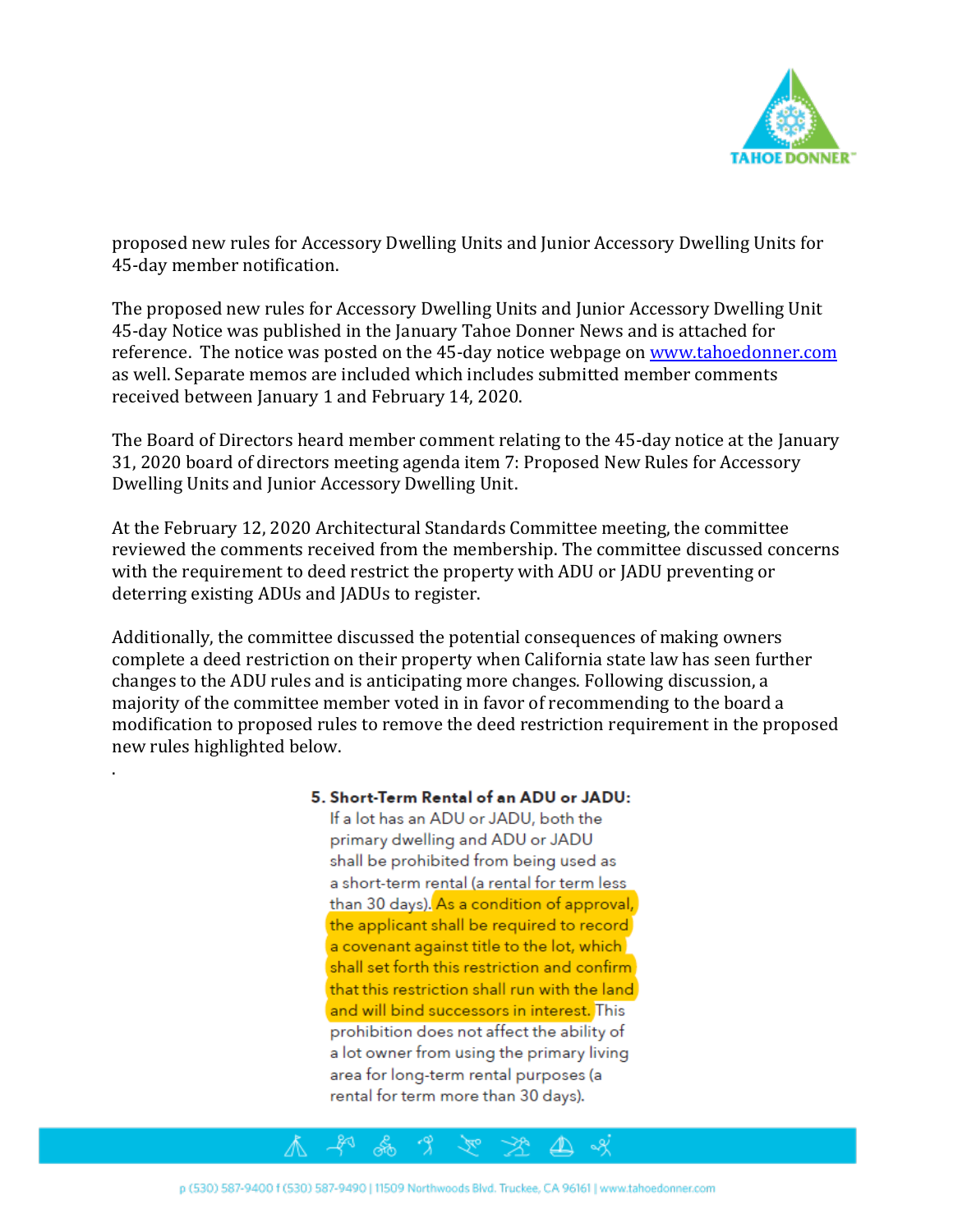proposed new rules for Accessory Dwelling Units and Junior Accessory Dwelling Units for 45-day member notification.

The proposed new rules for Accessory Dwelling Units and Junior Accessory Dwelling Unit 45-day Notice was published in the January Tahoe Donner News and is attached for reference. The notice was posted on the 45-day notice webpage on www.tahoedonner.com as well. Separate memos are included which includes submitted member comments received between January 1 and February 14, 2020.

The Board of Directors heard member comment relating to the 45-day notice at the January 31, 2020 board of directors meeting agenda item 7: Proposed New Rules for Accessory Dwelling Units and Junior Accessory Dwelling Unit.

At the February 12, 2020 Architectural Standards Committee meeting, the committee reviewed the comments received from the membership. The committee discussed concerns with the requirement to deed restrict the property with ADU or JADU preventing or deterring existing ADUs and JADUs to register.

Additionally, the committee discussed the potential consequences of making owners complete a deed restriction on their property when California state law has seen further changes to the ADU rules and is anticipating more changes. Following discussion, a majority of the committee member voted in in favor of recommending to the board a modification to proposed rules to remove the deed restriction requirement in the proposed new rules highlighted below.

.

**5. Short-Term Rental of an ADU or JADU:**
If a lot has an ADU or JADU, both the primary dwelling and ADU or JADU shall be prohibited from being used as a short-term rental (a rental for term less than 30 days). As a condition of approval, the applicant shall be required to record a covenant against title to the lot, which shall set forth this restriction and confirm that this restriction shall run with the land and will bind successors in interest. This prohibition does not affect the ability of a lot owner from using the primary living area for long-term rental purposes (a rental for term more than 30 days).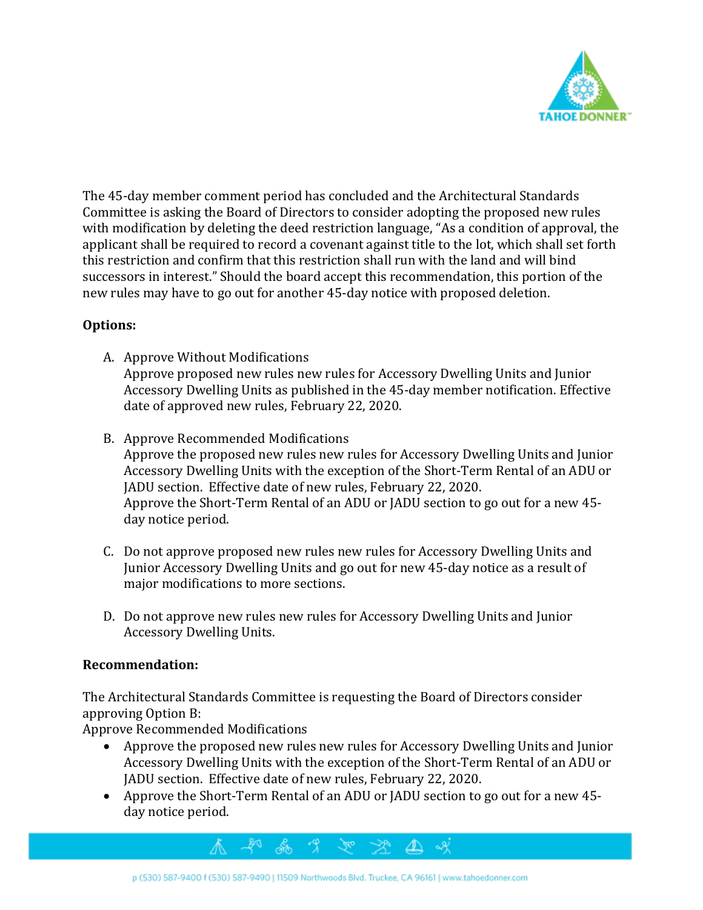The 45-day member comment period has concluded and the Architectural Standards Committee is asking the Board of Directors to consider adopting the proposed new rules with modification by deleting the deed restriction language, "As a condition of approval, the applicant shall be required to record a covenant against title to the lot, which shall set forth this restriction and confirm that this restriction shall run with the land and will bind successors in interest." Should the board accept this recommendation, this portion of the new rules may have to go out for another 45-day notice with proposed deletion.

**Options:**

A. Approve Without Modifications
Approve proposed new rules new rules for Accessory Dwelling Units and Junior Accessory Dwelling Units as published in the 45-day member notification. Effective date of approved new rules, February 22, 2020.

B. Approve Recommended Modifications
Approve the proposed new rules new rules for Accessory Dwelling Units and Junior Accessory Dwelling Units with the exception of the Short-Term Rental of an ADU or JADU section. Effective date of new rules, February 22, 2020.
Approve the Short-Term Rental of an ADU or JADU section to go out for a new 45-day notice period.

C. Do not approve proposed new rules new rules for Accessory Dwelling Units and Junior Accessory Dwelling Units and go out for new 45-day notice as a result of major modifications to more sections.

D. Do not approve new rules new rules for Accessory Dwelling Units and Junior Accessory Dwelling Units.

**Recommendation:**

The Architectural Standards Committee is requesting the Board of Directors consider approving Option B:
Approve Recommended Modifications

- Approve the proposed new rules new rules for Accessory Dwelling Units and Junior Accessory Dwelling Units with the exception of the Short-Term Rental of an ADU or JADU section. Effective date of new rules, February 22, 2020.
- Approve the Short-Term Rental of an ADU or JADU section to go out for a new 45-day notice period.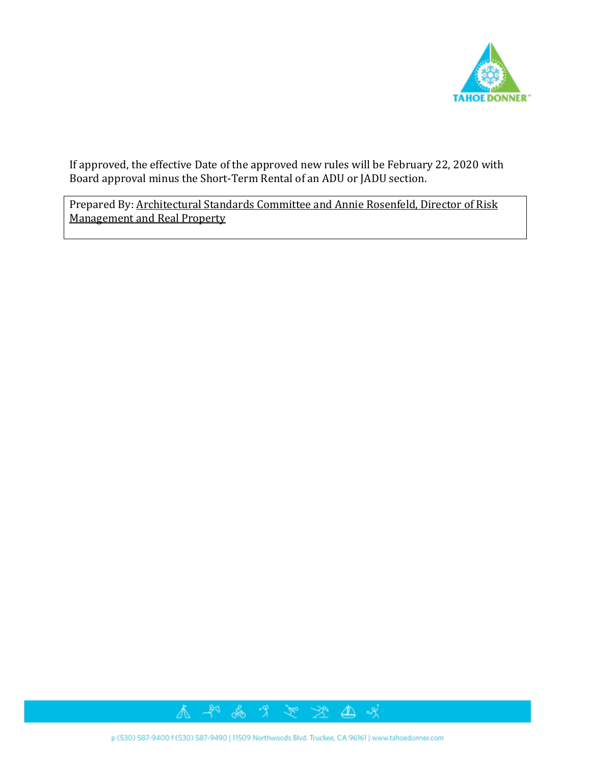If approved, the effective Date of the approved new rules will be February 22, 2020 with Board approval minus the Short-Term Rental of an ADU or JADU section.

| |
|---|
| Prepared By: Architectural Standards Committee and Annie Rosenfeld, Director of Risk Management and Real Property |